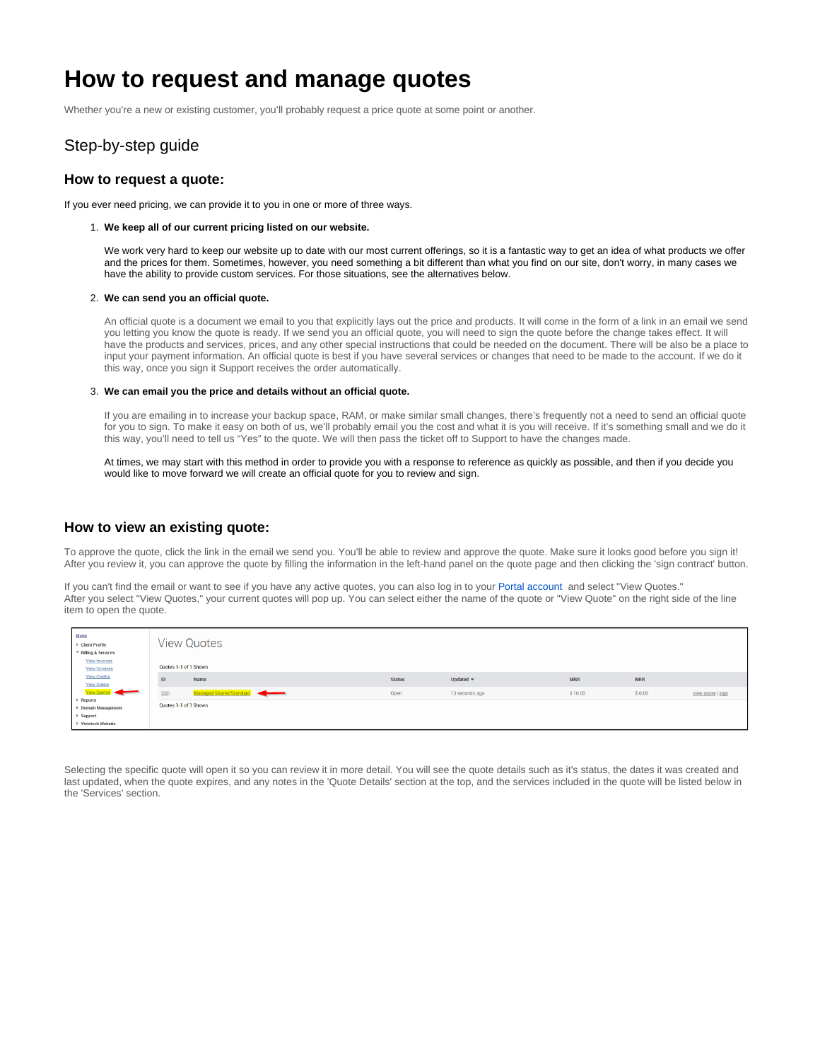# How to request and manage quotes

Whether you're a new or existing customer, you'll probably request a price quote at some point or another.

## Step-by-step guide

### How to request a quote:

If you ever need pricing, we can provide it to you in one or more of three ways.

1. **We keep all of our current pricing listed on our website.**

   We work very hard to keep our website up to date with our most current offerings, so it is a fantastic way to get an idea of what products we offer and the prices for them. Sometimes, however, you need something a bit different than what you find on our site, don't worry, in many cases we have the ability to provide custom services. For those situations, see the alternatives below.

2. **We can send you an official quote.**

   An official quote is a document we email to you that explicitly lays out the price and products. It will come in the form of a link in an email we send you letting you know the quote is ready. If we send you an official quote, you will need to sign the quote before the change takes effect. It will have the products and services, prices, and any other special instructions that could be needed on the document. There will be also be a place to input your payment information. An official quote is best if you have several services or changes that need to be made to the account. If we do it this way, once you sign it Support receives the order automatically.

3. **We can email you the price and details without an official quote.**

   If you are emailing in to increase your backup space, RAM, or make similar small changes, there's frequently not a need to send an official quote for you to sign. To make it easy on both of us, we'll probably email you the cost and what it is you will receive. If it's something small and we do it this way, you'll need to tell us "Yes" to the quote. We will then pass the ticket off to Support to have the changes made.

   At times, we may start with this method in order to provide you with a response to reference as quickly as possible, and then if you decide you would like to move forward we will create an official quote for you to review and sign.

### How to view an existing quote:

To approve the quote, click the link in the email we send you. You'll be able to review and approve the quote. Make sure it looks good before you sign it! After you review it, you can approve the quote by filling the information in the left-hand panel on the quote page and then clicking the 'sign contract' button.

If you can't find the email or want to see if you have any active quotes, you can also log in to your Portal account and select "View Quotes." After you select "View Quotes," your current quotes will pop up. You can select either the name of the quote or "View Quote" on the right side of the line item to open the quote.

Selecting the specific quote will open it so you can review it in more detail. You will see the quote details such as it's status, the dates it was created and last updated, when the quote expires, and any notes in the 'Quote Details' section at the top, and the services included in the quote will be listed below in the 'Services' section.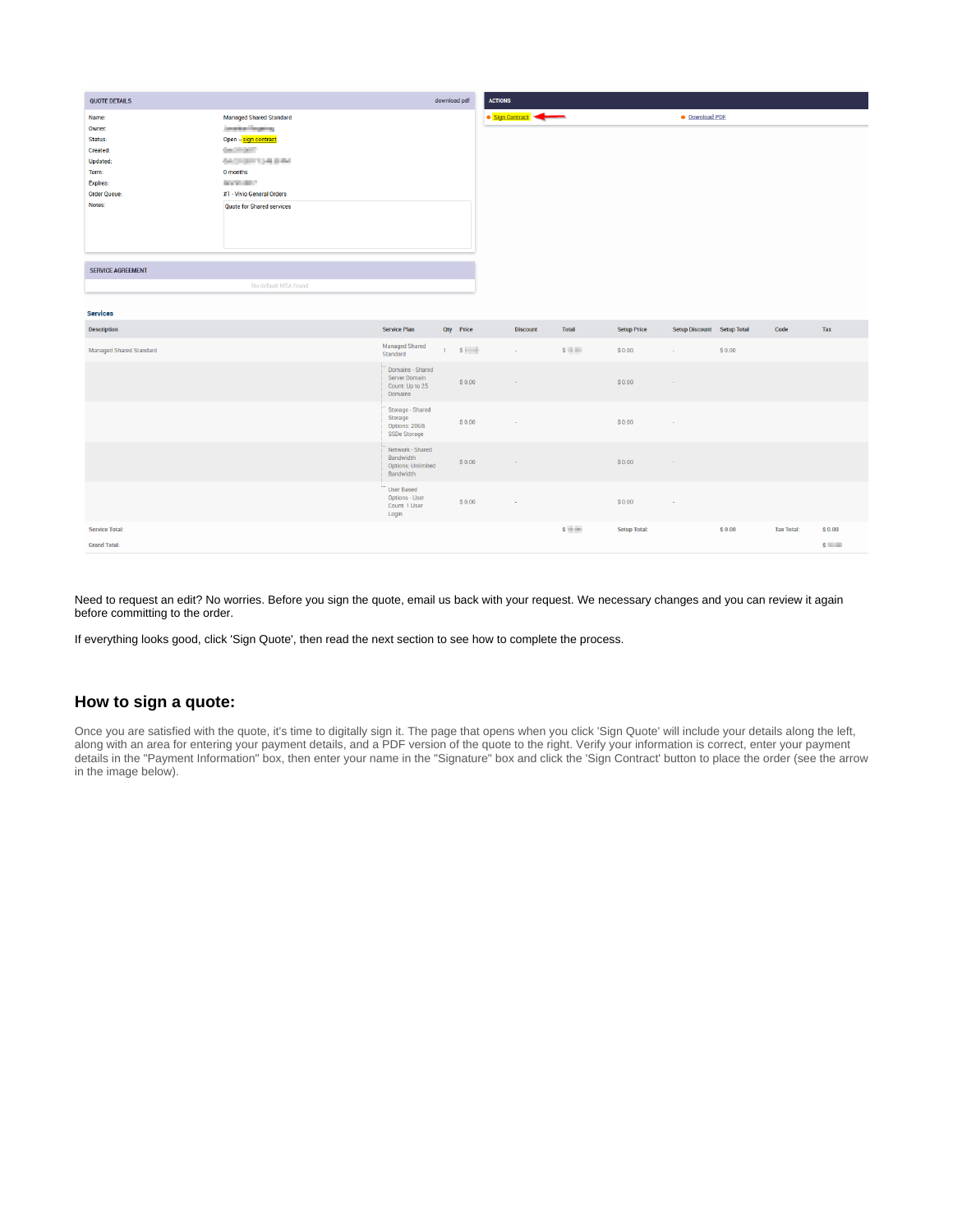| QUOTE DETAILS | | download pdf |
|---|---|---|
| Name: | Managed Shared Standard | |
| Owner: | | |
| Status: | Open – sign contract | |
| Created: | | |
| Updated: | | |
| Term: | 0 months | |
| Expires: | | |
| Order Queue: | #1 - Vivio General Orders | |
| Notes: | Quote for Shared services | |

| ACTIONS | |
|---|---|
| Sign Contract | Download PDF |

**SERVICE AGREEMENT**

No default MSA found

**Services**

| Description | Service Plan | Qty | Price | Discount | Total | Setup Price | Setup Discount | Setup Total | Code | Tax |
|---|---|---|---|---|---|---|---|---|---|---|
| Managed Shared Standard | Managed Shared Standard | 1 | $ | - | $ | $ 0.00 | - | $ 0.00 | | |
| | Domains - Shared Server Domain Count: Up to 25 Domains | | $ 0.00 | - | | $ 0.00 | - | | | |
| | Storage - Shared Storage Options: 20GB SSDe Storage | | $ 0.00 | - | | $ 0.00 | - | | | |
| | Network - Shared Bandwidth Options: Unlimited Bandwidth | | $ 0.00 | - | | $ 0.00 | - | | | |
| | User Based Options - User Count: 1 User Login | | $ 0.00 | - | | $ 0.00 | - | | | |
| Service Total: | | | | | $ | Setup Total: | | $ 0.00 | Tax Total: | $ 0.00 |
| Grand Total: | | | | | | | | | | $ |

Need to request an edit? No worries. Before you sign the quote, email us back with your request. We necessary changes and you can review it again before committing to the order.

If everything looks good, click 'Sign Quote', then read the next section to see how to complete the process.

## How to sign a quote:

Once you are satisfied with the quote, it's time to digitally sign it. The page that opens when you click 'Sign Quote' will include your details along the left, along with an area for entering your payment details, and a PDF version of the quote to the right. Verify your information is correct, enter your payment details in the "Payment Information" box, then enter your name in the "Signature" box and click the 'Sign Contract' button to place the order (see the arrow in the image below).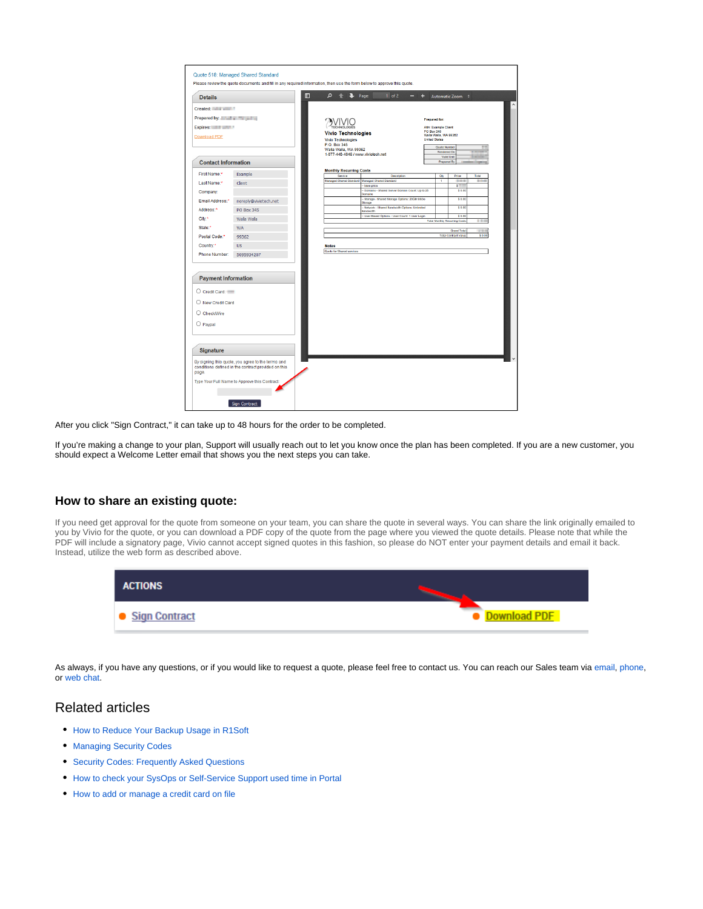After you click "Sign Contract," it can take up to 48 hours for the order to be completed.

If you're making a change to your plan, Support will usually reach out to let you know once the plan has been completed. If you are a new customer, you should expect a Welcome Letter email that shows you the next steps you can take.

## How to share an existing quote:

If you need get approval for the quote from someone on your team, you can share the quote in several ways. You can share the link originally emailed to you by Vivio for the quote, or you can download a PDF copy of the quote from the page where you viewed the quote details. Please note that while the PDF will include a signatory page, Vivio cannot accept signed quotes in this fashion, so please do NOT enter your payment details and email it back. Instead, utilize the web form as described above.

As always, if you have any questions, or if you would like to request a quote, please feel free to contact us. You can reach our Sales team via email, phone, or web chat.

## Related articles

- How to Reduce Your Backup Usage in R1Soft
- Managing Security Codes
- Security Codes: Frequently Asked Questions
- How to check your SysOps or Self-Service Support used time in Portal
- How to add or manage a credit card on file